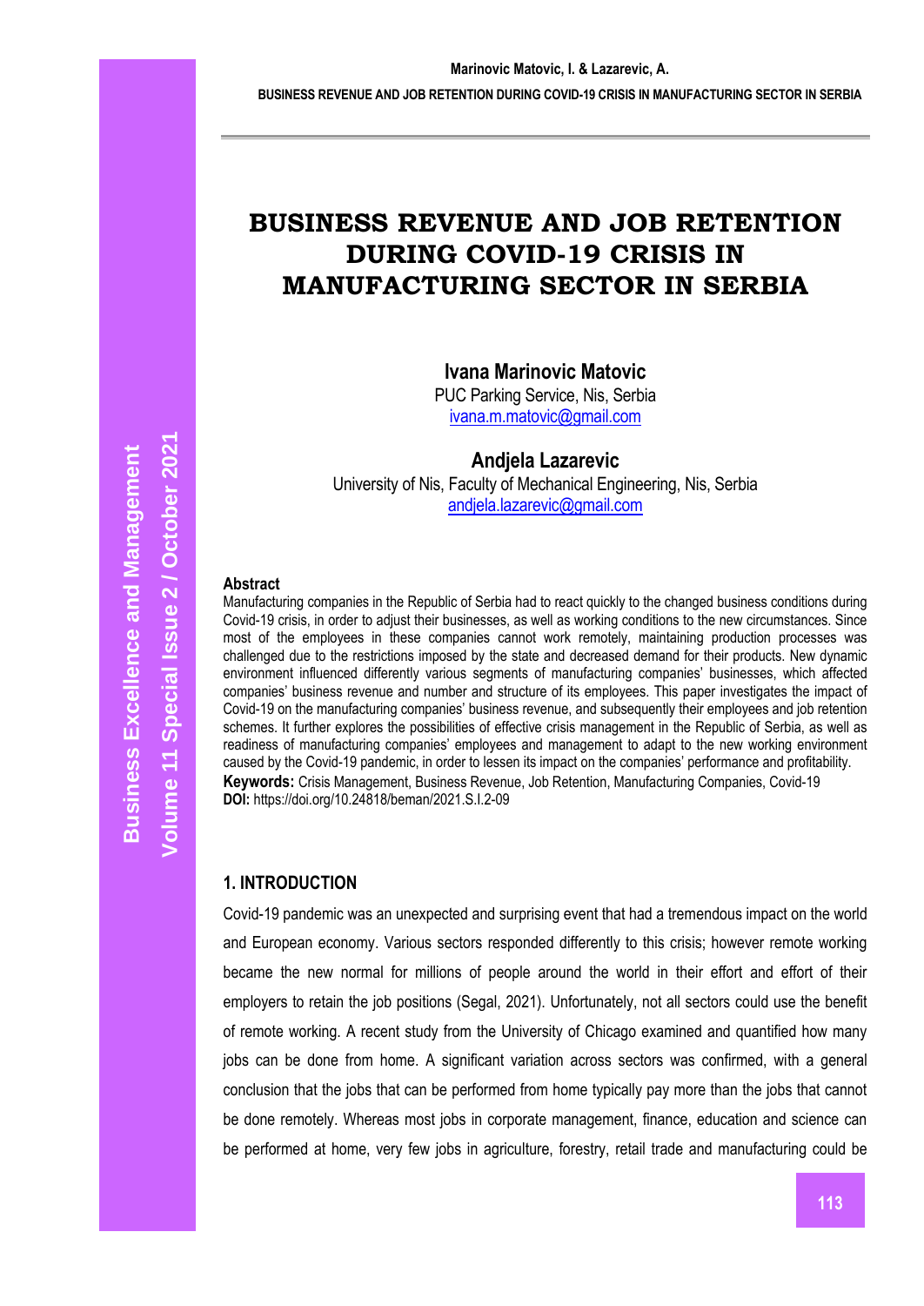# BUSINESS REVENUE AND JOB RETENTION DURING COVID-19 CRISIS IN MANUFACTURING SECTOR IN SERBIA

**Ivana Marinovic Matovic**
PUC Parking Service, Nis, Serbia
ivana.m.matovic@gmail.com

**Andjela Lazarevic**
University of Nis, Faculty of Mechanical Engineering, Nis, Serbia
andjela.lazarevic@gmail.com

### Abstract

Manufacturing companies in the Republic of Serbia had to react quickly to the changed business conditions during Covid-19 crisis, in order to adjust their businesses, as well as working conditions to the new circumstances. Since most of the employees in these companies cannot work remotely, maintaining production processes was challenged due to the restrictions imposed by the state and decreased demand for their products. New dynamic environment influenced differently various segments of manufacturing companies' businesses, which affected companies' business revenue and number and structure of its employees. This paper investigates the impact of Covid-19 on the manufacturing companies' business revenue, and subsequently their employees and job retention schemes. It further explores the possibilities of effective crisis management in the Republic of Serbia, as well as readiness of manufacturing companies' employees and management to adapt to the new working environment caused by the Covid-19 pandemic, in order to lessen its impact on the companies' performance and profitability.

**Keywords:** Crisis Management, Business Revenue, Job Retention, Manufacturing Companies, Covid-19

**DOI:** https://doi.org/10.24818/beman/2021.S.I.2-09

## 1. INTRODUCTION

Covid-19 pandemic was an unexpected and surprising event that had a tremendous impact on the world and European economy. Various sectors responded differently to this crisis; however remote working became the new normal for millions of people around the world in their effort and effort of their employers to retain the job positions (Segal, 2021). Unfortunately, not all sectors could use the benefit of remote working. A recent study from the University of Chicago examined and quantified how many jobs can be done from home. A significant variation across sectors was confirmed, with a general conclusion that the jobs that can be performed from home typically pay more than the jobs that cannot be done remotely. Whereas most jobs in corporate management, finance, education and science can be performed at home, very few jobs in agriculture, forestry, retail trade and manufacturing could be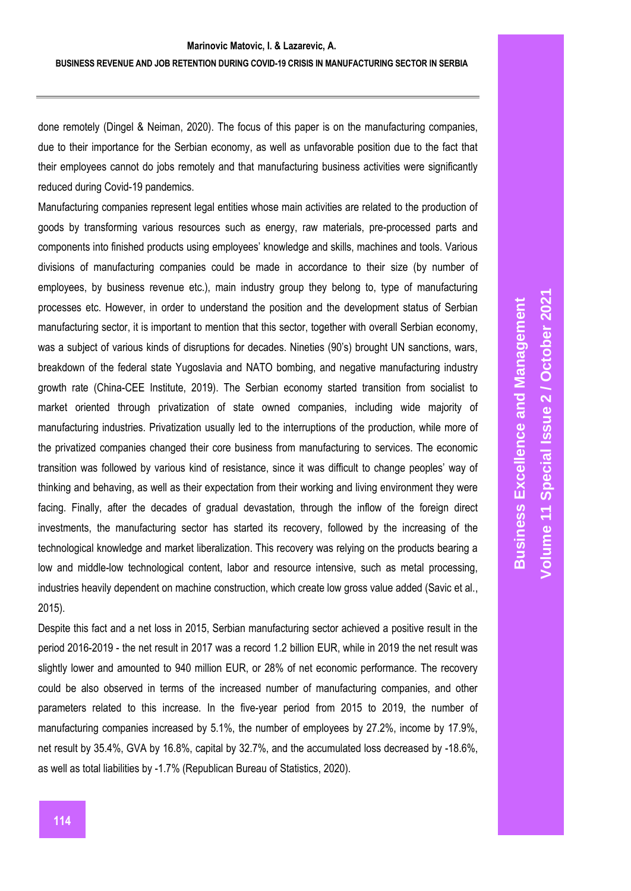done remotely (Dingel & Neiman, 2020). The focus of this paper is on the manufacturing companies, due to their importance for the Serbian economy, as well as unfavorable position due to the fact that their employees cannot do jobs remotely and that manufacturing business activities were significantly reduced during Covid-19 pandemics.

Manufacturing companies represent legal entities whose main activities are related to the production of goods by transforming various resources such as energy, raw materials, pre-processed parts and components into finished products using employees' knowledge and skills, machines and tools. Various divisions of manufacturing companies could be made in accordance to their size (by number of employees, by business revenue etc.), main industry group they belong to, type of manufacturing processes etc. However, in order to understand the position and the development status of Serbian manufacturing sector, it is important to mention that this sector, together with overall Serbian economy, was a subject of various kinds of disruptions for decades. Nineties (90's) brought UN sanctions, wars, breakdown of the federal state Yugoslavia and NATO bombing, and negative manufacturing industry growth rate (China-CEE Institute, 2019). The Serbian economy started transition from socialist to market oriented through privatization of state owned companies, including wide majority of manufacturing industries. Privatization usually led to the interruptions of the production, while more of the privatized companies changed their core business from manufacturing to services. The economic transition was followed by various kind of resistance, since it was difficult to change peoples' way of thinking and behaving, as well as their expectation from their working and living environment they were facing. Finally, after the decades of gradual devastation, through the inflow of the foreign direct investments, the manufacturing sector has started its recovery, followed by the increasing of the technological knowledge and market liberalization. This recovery was relying on the products bearing a low and middle-low technological content, labor and resource intensive, such as metal processing, industries heavily dependent on machine construction, which create low gross value added (Savic et al., 2015).

Despite this fact and a net loss in 2015, Serbian manufacturing sector achieved a positive result in the period 2016-2019 - the net result in 2017 was a record 1.2 billion EUR, while in 2019 the net result was slightly lower and amounted to 940 million EUR, or 28% of net economic performance. The recovery could be also observed in terms of the increased number of manufacturing companies, and other parameters related to this increase. In the five-year period from 2015 to 2019, the number of manufacturing companies increased by 5.1%, the number of employees by 27.2%, income by 17.9%, net result by 35.4%, GVA by 16.8%, capital by 32.7%, and the accumulated loss decreased by -18.6%, as well as total liabilities by -1.7% (Republican Bureau of Statistics, 2020).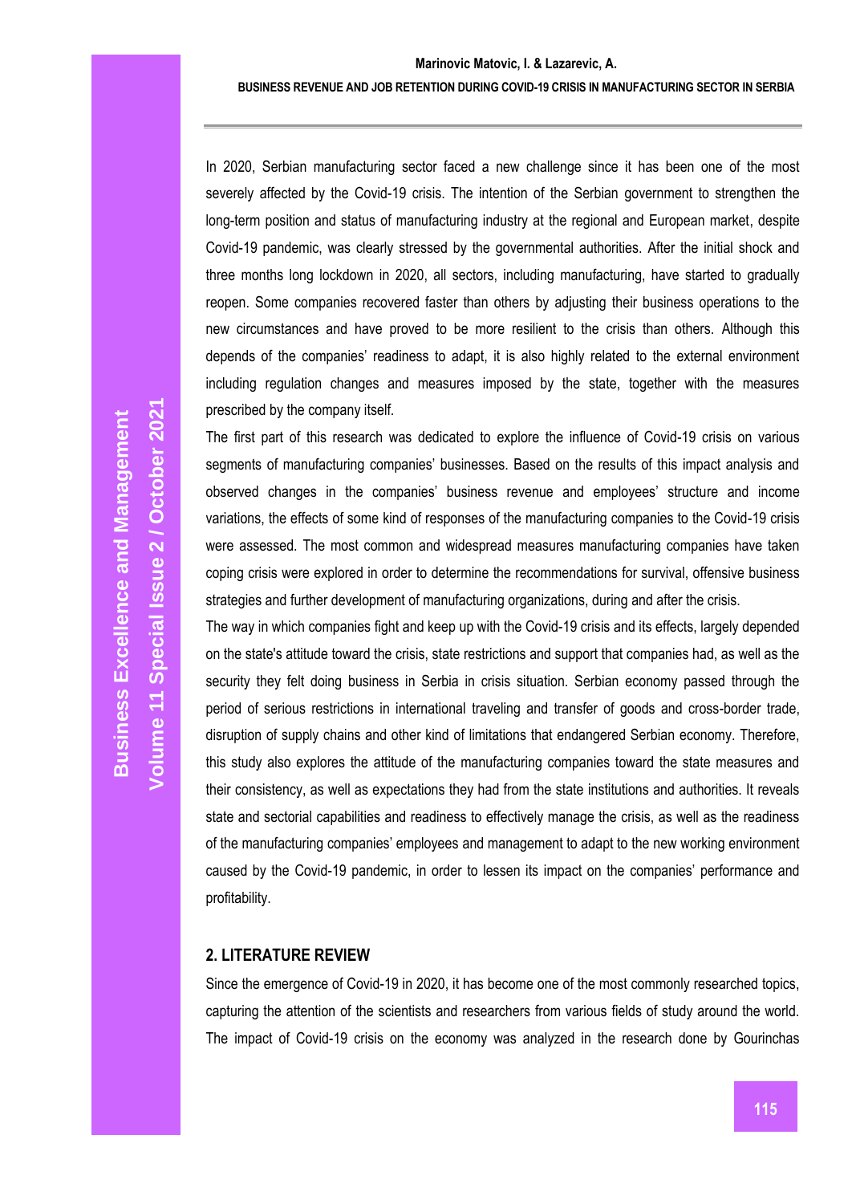In 2020, Serbian manufacturing sector faced a new challenge since it has been one of the most severely affected by the Covid-19 crisis. The intention of the Serbian government to strengthen the long-term position and status of manufacturing industry at the regional and European market, despite Covid-19 pandemic, was clearly stressed by the governmental authorities. After the initial shock and three months long lockdown in 2020, all sectors, including manufacturing, have started to gradually reopen. Some companies recovered faster than others by adjusting their business operations to the new circumstances and have proved to be more resilient to the crisis than others. Although this depends of the companies' readiness to adapt, it is also highly related to the external environment including regulation changes and measures imposed by the state, together with the measures prescribed by the company itself.

The first part of this research was dedicated to explore the influence of Covid-19 crisis on various segments of manufacturing companies' businesses. Based on the results of this impact analysis and observed changes in the companies' business revenue and employees' structure and income variations, the effects of some kind of responses of the manufacturing companies to the Covid-19 crisis were assessed. The most common and widespread measures manufacturing companies have taken coping crisis were explored in order to determine the recommendations for survival, offensive business strategies and further development of manufacturing organizations, during and after the crisis.

The way in which companies fight and keep up with the Covid-19 crisis and its effects, largely depended on the state's attitude toward the crisis, state restrictions and support that companies had, as well as the security they felt doing business in Serbia in crisis situation. Serbian economy passed through the period of serious restrictions in international traveling and transfer of goods and cross-border trade, disruption of supply chains and other kind of limitations that endangered Serbian economy. Therefore, this study also explores the attitude of the manufacturing companies toward the state measures and their consistency, as well as expectations they had from the state institutions and authorities. It reveals state and sectorial capabilities and readiness to effectively manage the crisis, as well as the readiness of the manufacturing companies' employees and management to adapt to the new working environment caused by the Covid-19 pandemic, in order to lessen its impact on the companies' performance and profitability.

## 2. LITERATURE REVIEW

Since the emergence of Covid-19 in 2020, it has become one of the most commonly researched topics, capturing the attention of the scientists and researchers from various fields of study around the world. The impact of Covid-19 crisis on the economy was analyzed in the research done by Gourinchas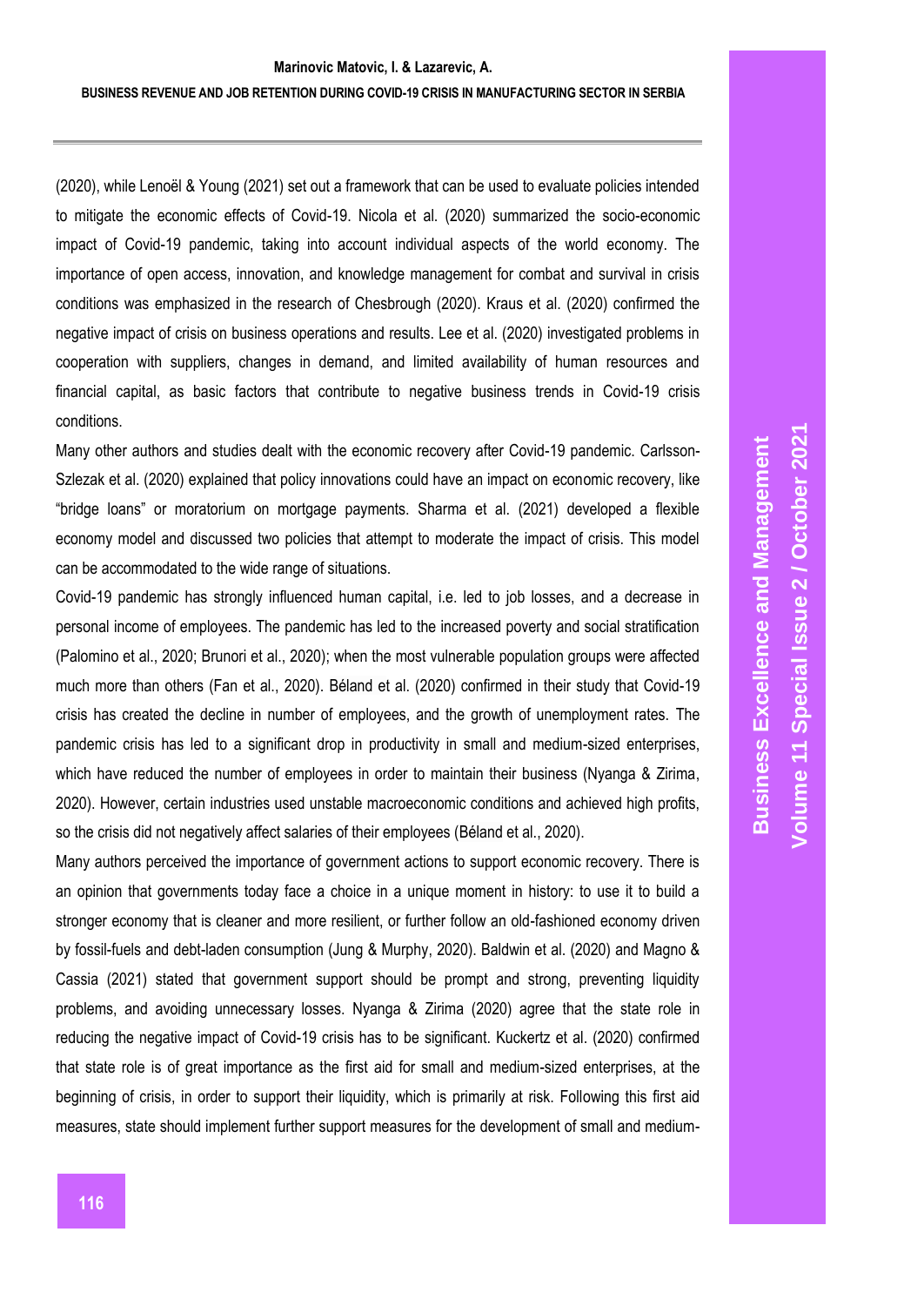(2020), while Lenoël & Young (2021) set out a framework that can be used to evaluate policies intended to mitigate the economic effects of Covid-19. Nicola et al. (2020) summarized the socio-economic impact of Covid-19 pandemic, taking into account individual aspects of the world economy. The importance of open access, innovation, and knowledge management for combat and survival in crisis conditions was emphasized in the research of Chesbrough (2020). Kraus et al. (2020) confirmed the negative impact of crisis on business operations and results. Lee et al. (2020) investigated problems in cooperation with suppliers, changes in demand, and limited availability of human resources and financial capital, as basic factors that contribute to negative business trends in Covid-19 crisis conditions.

Many other authors and studies dealt with the economic recovery after Covid-19 pandemic. Carlsson-Szlezak et al. (2020) explained that policy innovations could have an impact on economic recovery, like "bridge loans" or moratorium on mortgage payments. Sharma et al. (2021) developed a flexible economy model and discussed two policies that attempt to moderate the impact of crisis. This model can be accommodated to the wide range of situations.

Covid-19 pandemic has strongly influenced human capital, i.e. led to job losses, and a decrease in personal income of employees. The pandemic has led to the increased poverty and social stratification (Palomino et al., 2020; Brunori et al., 2020); when the most vulnerable population groups were affected much more than others (Fan et al., 2020). Béland et al. (2020) confirmed in their study that Covid-19 crisis has created the decline in number of employees, and the growth of unemployment rates. The pandemic crisis has led to a significant drop in productivity in small and medium-sized enterprises, which have reduced the number of employees in order to maintain their business (Nyanga & Zirima, 2020). However, certain industries used unstable macroeconomic conditions and achieved high profits, so the crisis did not negatively affect salaries of their employees (Béland et al., 2020).

Many authors perceived the importance of government actions to support economic recovery. There is an opinion that governments today face a choice in a unique moment in history: to use it to build a stronger economy that is cleaner and more resilient, or further follow an old-fashioned economy driven by fossil-fuels and debt-laden consumption (Jung & Murphy, 2020). Baldwin et al. (2020) and Magno & Cassia (2021) stated that government support should be prompt and strong, preventing liquidity problems, and avoiding unnecessary losses. Nyanga & Zirima (2020) agree that the state role in reducing the negative impact of Covid-19 crisis has to be significant. Kuckertz et al. (2020) confirmed that state role is of great importance as the first aid for small and medium-sized enterprises, at the beginning of crisis, in order to support their liquidity, which is primarily at risk. Following this first aid measures, state should implement further support measures for the development of small and medium-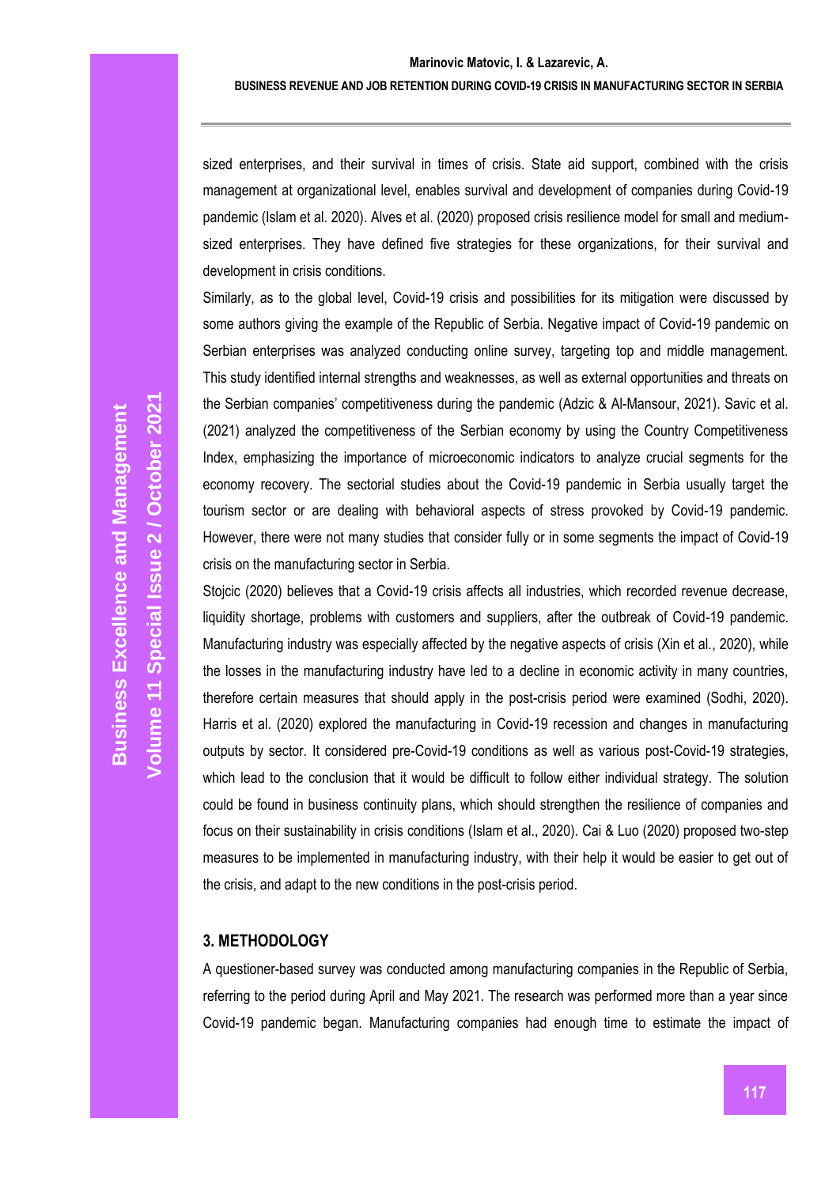sized enterprises, and their survival in times of crisis. State aid support, combined with the crisis management at organizational level, enables survival and development of companies during Covid-19 pandemic (Islam et al. 2020). Alves et al. (2020) proposed crisis resilience model for small and medium-sized enterprises. They have defined five strategies for these organizations, for their survival and development in crisis conditions.

Similarly, as to the global level, Covid-19 crisis and possibilities for its mitigation were discussed by some authors giving the example of the Republic of Serbia. Negative impact of Covid-19 pandemic on Serbian enterprises was analyzed conducting online survey, targeting top and middle management. This study identified internal strengths and weaknesses, as well as external opportunities and threats on the Serbian companies' competitiveness during the pandemic (Adzic & Al-Mansour, 2021). Savic et al. (2021) analyzed the competitiveness of the Serbian economy by using the Country Competitiveness Index, emphasizing the importance of microeconomic indicators to analyze crucial segments for the economy recovery. The sectorial studies about the Covid-19 pandemic in Serbia usually target the tourism sector or are dealing with behavioral aspects of stress provoked by Covid-19 pandemic. However, there were not many studies that consider fully or in some segments the impact of Covid-19 crisis on the manufacturing sector in Serbia.

Stojcic (2020) believes that a Covid-19 crisis affects all industries, which recorded revenue decrease, liquidity shortage, problems with customers and suppliers, after the outbreak of Covid-19 pandemic. Manufacturing industry was especially affected by the negative aspects of crisis (Xin et al., 2020), while the losses in the manufacturing industry have led to a decline in economic activity in many countries, therefore certain measures that should apply in the post-crisis period were examined (Sodhi, 2020). Harris et al. (2020) explored the manufacturing in Covid-19 recession and changes in manufacturing outputs by sector. It considered pre-Covid-19 conditions as well as various post-Covid-19 strategies, which lead to the conclusion that it would be difficult to follow either individual strategy. The solution could be found in business continuity plans, which should strengthen the resilience of companies and focus on their sustainability in crisis conditions (Islam et al., 2020). Cai & Luo (2020) proposed two-step measures to be implemented in manufacturing industry, with their help it would be easier to get out of the crisis, and adapt to the new conditions in the post-crisis period.

## 3. METHODOLOGY

A questioner-based survey was conducted among manufacturing companies in the Republic of Serbia, referring to the period during April and May 2021. The research was performed more than a year since Covid-19 pandemic began. Manufacturing companies had enough time to estimate the impact of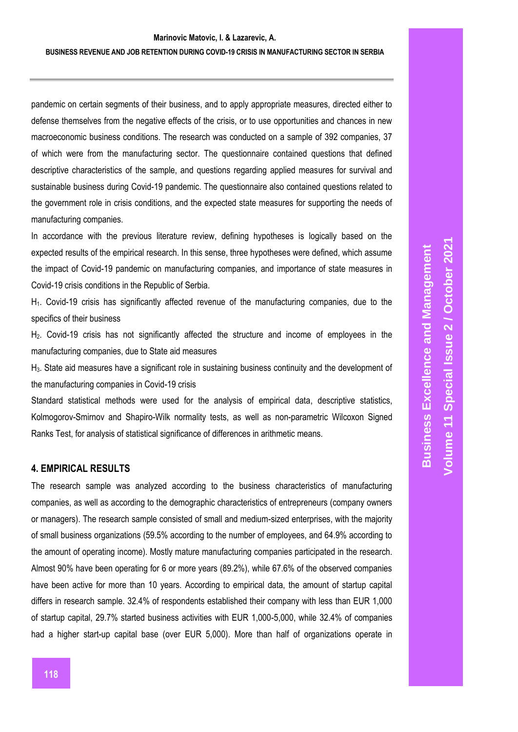pandemic on certain segments of their business, and to apply appropriate measures, directed either to defense themselves from the negative effects of the crisis, or to use opportunities and chances in new macroeconomic business conditions. The research was conducted on a sample of 392 companies, 37 of which were from the manufacturing sector. The questionnaire contained questions that defined descriptive characteristics of the sample, and questions regarding applied measures for survival and sustainable business during Covid-19 pandemic. The questionnaire also contained questions related to the government role in crisis conditions, and the expected state measures for supporting the needs of manufacturing companies.

In accordance with the previous literature review, defining hypotheses is logically based on the expected results of the empirical research. In this sense, three hypotheses were defined, which assume the impact of Covid-19 pandemic on manufacturing companies, and importance of state measures in Covid-19 crisis conditions in the Republic of Serbia.

$H_1$. Covid-19 crisis has significantly affected revenue of the manufacturing companies, due to the specifics of their business

$H_2$. Covid-19 crisis has not significantly affected the structure and income of employees in the manufacturing companies, due to State aid measures

$H_3$. State aid measures have a significant role in sustaining business continuity and the development of the manufacturing companies in Covid-19 crisis

Standard statistical methods were used for the analysis of empirical data, descriptive statistics, Kolmogorov-Smirnov and Shapiro-Wilk normality tests, as well as non-parametric Wilcoxon Signed Ranks Test, for analysis of statistical significance of differences in arithmetic means.

## 4. EMPIRICAL RESULTS

The research sample was analyzed according to the business characteristics of manufacturing companies, as well as according to the demographic characteristics of entrepreneurs (company owners or managers). The research sample consisted of small and medium-sized enterprises, with the majority of small business organizations (59.5% according to the number of employees, and 64.9% according to the amount of operating income). Mostly mature manufacturing companies participated in the research. Almost 90% have been operating for 6 or more years (89.2%), while 67.6% of the observed companies have been active for more than 10 years. According to empirical data, the amount of startup capital differs in research sample. 32.4% of respondents established their company with less than EUR 1,000 of startup capital, 29.7% started business activities with EUR 1,000-5,000, while 32.4% of companies had a higher start-up capital base (over EUR 5,000). More than half of organizations operate in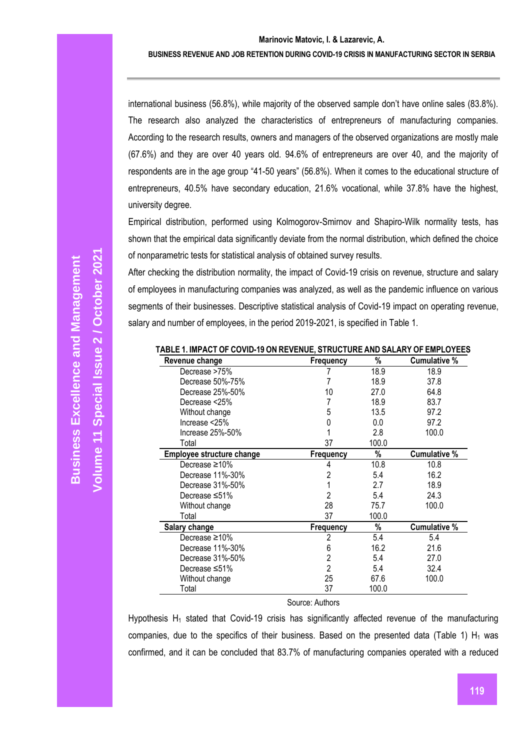international business (56.8%), while majority of the observed sample don't have online sales (83.8%). The research also analyzed the characteristics of entrepreneurs of manufacturing companies. According to the research results, owners and managers of the observed organizations are mostly male (67.6%) and they are over 40 years old. 94.6% of entrepreneurs are over 40, and the majority of respondents are in the age group "41-50 years" (56.8%). When it comes to the educational structure of entrepreneurs, 40.5% have secondary education, 21.6% vocational, while 37.8% have the highest, university degree.

Empirical distribution, performed using Kolmogorov-Smirnov and Shapiro-Wilk normality tests, has shown that the empirical data significantly deviate from the normal distribution, which defined the choice of nonparametric tests for statistical analysis of obtained survey results.

After checking the distribution normality, the impact of Covid-19 crisis on revenue, structure and salary of employees in manufacturing companies was analyzed, as well as the pandemic influence on various segments of their businesses. Descriptive statistical analysis of Covid-19 impact on operating revenue, salary and number of employees, in the period 2019-2021, is specified in Table 1.

**TABLE 1. IMPACT OF COVID-19 ON REVENUE, STRUCTURE AND SALARY OF EMPLOYEES**

| Revenue change | Frequency | % | Cumulative % |
|---|---|---|---|
| Decrease >75% | 7 | 18.9 | 18.9 |
| Decrease 50%-75% | 7 | 18.9 | 37.8 |
| Decrease 25%-50% | 10 | 27.0 | 64.8 |
| Decrease <25% | 7 | 18.9 | 83.7 |
| Without change | 5 | 13.5 | 97.2 |
| Increase <25% | 0 | 0.0 | 97.2 |
| Increase 25%-50% | 1 | 2.8 | 100.0 |
| Total | 37 | 100.0 | |
| **Employee structure change** | **Frequency** | **%** | **Cumulative %** |
| Decrease ≥10% | 4 | 10.8 | 10.8 |
| Decrease 11%-30% | 2 | 5.4 | 16.2 |
| Decrease 31%-50% | 1 | 2.7 | 18.9 |
| Decrease ≤51% | 2 | 5.4 | 24.3 |
| Without change | 28 | 75.7 | 100.0 |
| Total | 37 | 100.0 | |
| **Salary change** | **Frequency** | **%** | **Cumulative %** |
| Decrease ≥10% | 2 | 5.4 | 5.4 |
| Decrease 11%-30% | 6 | 16.2 | 21.6 |
| Decrease 31%-50% | 2 | 5.4 | 27.0 |
| Decrease ≤51% | 2 | 5.4 | 32.4 |
| Without change | 25 | 67.6 | 100.0 |
| Total | 37 | 100.0 | |

Source: Authors

Hypothesis $H_1$ stated that Covid-19 crisis has significantly affected revenue of the manufacturing companies, due to the specifics of their business. Based on the presented data (Table 1) $H_1$ was confirmed, and it can be concluded that 83.7% of manufacturing companies operated with a reduced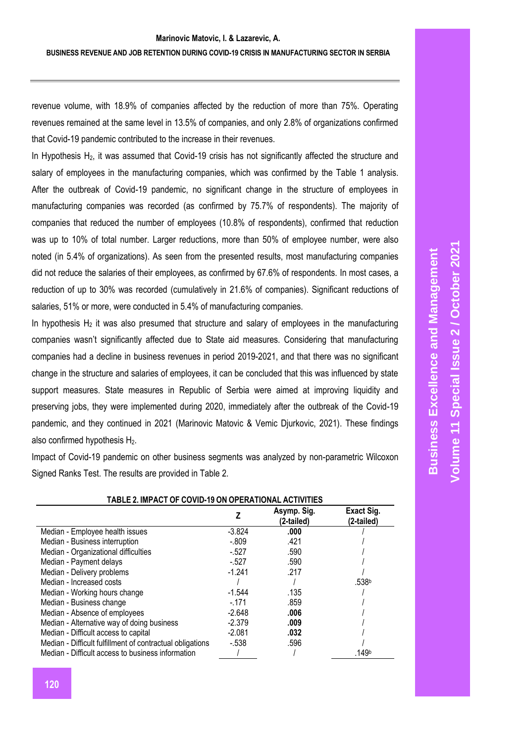revenue volume, with 18.9% of companies affected by the reduction of more than 75%. Operating revenues remained at the same level in 13.5% of companies, and only 2.8% of organizations confirmed that Covid-19 pandemic contributed to the increase in their revenues.

In Hypothesis $H_2$, it was assumed that Covid-19 crisis has not significantly affected the structure and salary of employees in the manufacturing companies, which was confirmed by the Table 1 analysis. After the outbreak of Covid-19 pandemic, no significant change in the structure of employees in manufacturing companies was recorded (as confirmed by 75.7% of respondents). The majority of companies that reduced the number of employees (10.8% of respondents), confirmed that reduction was up to 10% of total number. Larger reductions, more than 50% of employee number, were also noted (in 5.4% of organizations). As seen from the presented results, most manufacturing companies did not reduce the salaries of their employees, as confirmed by 67.6% of respondents. In most cases, a reduction of up to 30% was recorded (cumulatively in 21.6% of companies). Significant reductions of salaries, 51% or more, were conducted in 5.4% of manufacturing companies.

In hypothesis $H_2$ it was also presumed that structure and salary of employees in the manufacturing companies wasn't significantly affected due to State aid measures. Considering that manufacturing companies had a decline in business revenues in period 2019-2021, and that there was no significant change in the structure and salaries of employees, it can be concluded that this was influenced by state support measures. State measures in Republic of Serbia were aimed at improving liquidity and preserving jobs, they were implemented during 2020, immediately after the outbreak of the Covid-19 pandemic, and they continued in 2021 (Marinovic Matovic & Vemic Djurkovic, 2021). These findings also confirmed hypothesis $H_2$.

Impact of Covid-19 pandemic on other business segments was analyzed by non-parametric Wilcoxon Signed Ranks Test. The results are provided in Table 2.

**TABLE 2. IMPACT OF COVID-19 ON OPERATIONAL ACTIVITIES**

| | Z | Asymp. Sig. (2-tailed) | Exact Sig. (2-tailed) |
|---|---|---|---|
| Median - Employee health issues | -3.824 | **.000** | / |
| Median - Business interruption | -.809 | .421 | / |
| Median - Organizational difficulties | -.527 | .590 | / |
| Median - Payment delays | -.527 | .590 | / |
| Median - Delivery problems | -1.241 | .217 | / |
| Median - Increased costs | / | / | .538[b] |
| Median - Working hours change | -1.544 | .135 | / |
| Median - Business change | -.171 | .859 | / |
| Median - Absence of employees | -2.648 | **.006** | / |
| Median - Alternative way of doing business | -2.379 | **.009** | / |
| Median - Difficult access to capital | -2.081 | **.032** | / |
| Median - Difficult fulfillment of contractual obligations | -.538 | .596 | / |
| Median - Difficult access to business information | / | / | .149[b] |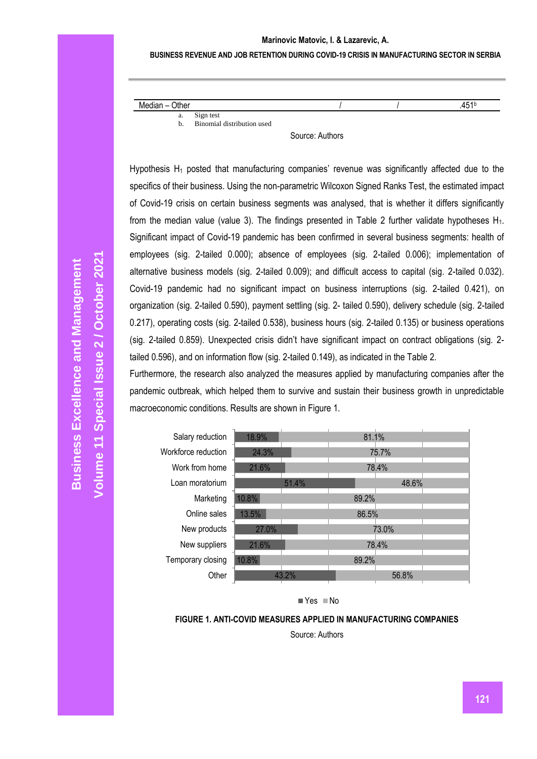| Median – Other | / | / | .451[b] |
|---|---|---|---|

a. Sign test
b. Binomial distribution used

Source: Authors

Hypothesis $H_1$ posted that manufacturing companies' revenue was significantly affected due to the specifics of their business. Using the non-parametric Wilcoxon Signed Ranks Test, the estimated impact of Covid-19 crisis on certain business segments was analysed, that is whether it differs significantly from the median value (value 3). The findings presented in Table 2 further validate hypotheses $H_1$. Significant impact of Covid-19 pandemic has been confirmed in several business segments: health of employees (sig. 2-tailed 0.000); absence of employees (sig. 2-tailed 0.006); implementation of alternative business models (sig. 2-tailed 0.009); and difficult access to capital (sig. 2-tailed 0.032). Covid-19 pandemic had no significant impact on business interruptions (sig. 2-tailed 0.421), on organization (sig. 2-tailed 0.590), payment settling (sig. 2- tailed 0.590), delivery schedule (sig. 2-tailed 0.217), operating costs (sig. 2-tailed 0.538), business hours (sig. 2-tailed 0.135) or business operations (sig. 2-tailed 0.859). Unexpected crisis didn't have significant impact on contract obligations (sig. 2-tailed 0.596), and on information flow (sig. 2-tailed 0.149), as indicated in the Table 2.

Furthermore, the research also analyzed the measures applied by manufacturing companies after the pandemic outbreak, which helped them to survive and sustain their business growth in unpredictable macroeconomic conditions. Results are shown in Figure 1.

| Measure | Yes | No |
|---|---|---|
| Salary reduction | 18.9% | 81.1% |
| Workforce reduction | 24.3% | 75.7% |
| Work from home | 21.6% | 78.4% |
| Loan moratorium | 51.4% | 48.6% |
| Marketing | 10.8% | 89.2% |
| Online sales | 13.5% | 86.5% |
| New products | 27.0% | 73.0% |
| New suppliers | 21.6% | 78.4% |
| Temporary closing | 10.8% | 89.2% |
| Other | 43.2% | 56.8% |

**FIGURE 1. ANTI-COVID MEASURES APPLIED IN MANUFACTURING COMPANIES**

Source: Authors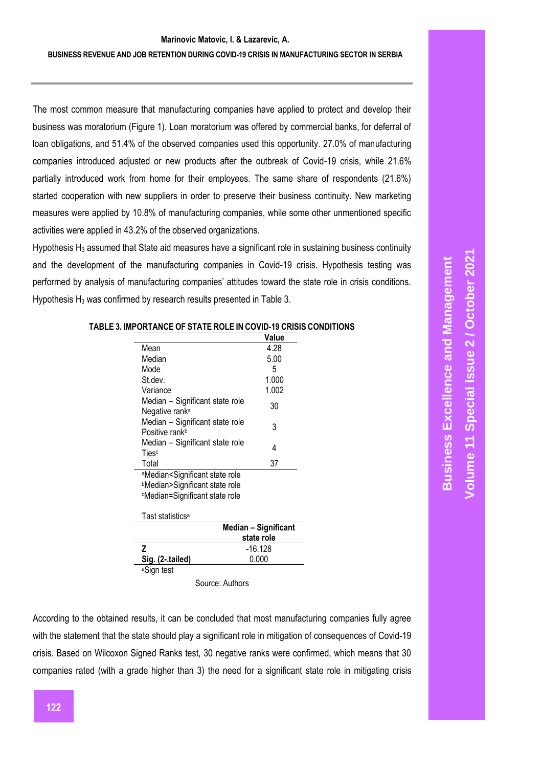The most common measure that manufacturing companies have applied to protect and develop their business was moratorium (Figure 1). Loan moratorium was offered by commercial banks, for deferral of loan obligations, and 51.4% of the observed companies used this opportunity. 27.0% of manufacturing companies introduced adjusted or new products after the outbreak of Covid-19 crisis, while 21.6% partially introduced work from home for their employees. The same share of respondents (21.6%) started cooperation with new suppliers in order to preserve their business continuity. New marketing measures were applied by 10.8% of manufacturing companies, while some other unmentioned specific activities were applied in 43.2% of the observed organizations.

Hypothesis $H_3$ assumed that State aid measures have a significant role in sustaining business continuity and the development of the manufacturing companies in Covid-19 crisis. Hypothesis testing was performed by analysis of manufacturing companies' attitudes toward the state role in crisis conditions. Hypothesis $H_3$ was confirmed by research results presented in Table 3.

**TABLE 3. IMPORTANCE OF STATE ROLE IN COVID-19 CRISIS CONDITIONS**

| | Value |
|---|---|
| Mean | 4.28 |
| Median | 5.00 |
| Mode | 5 |
| St.dev. | 1.000 |
| Variance | 1.002 |
| Median – Significant state role Negative rank[a] | 30 |
| Median – Significant state role Positive rank[b] | 3 |
| Median – Significant state role Ties[c] | 4 |
| Total | 37 |

[a]Median<Significant state role
[b]Median>Significant state role
[c]Median=Significant state role

Tast statistics[a]

| | Median – Significant state role |
|---|---|
| **Z** | -16.128 |
| **Sig. (2-.tailed)** | 0.000 |

[a]Sign test

Source: Authors

According to the obtained results, it can be concluded that most manufacturing companies fully agree with the statement that the state should play a significant role in mitigation of consequences of Covid-19 crisis. Based on Wilcoxon Signed Ranks test, 30 negative ranks were confirmed, which means that 30 companies rated (with a grade higher than 3) the need for a significant state role in mitigating crisis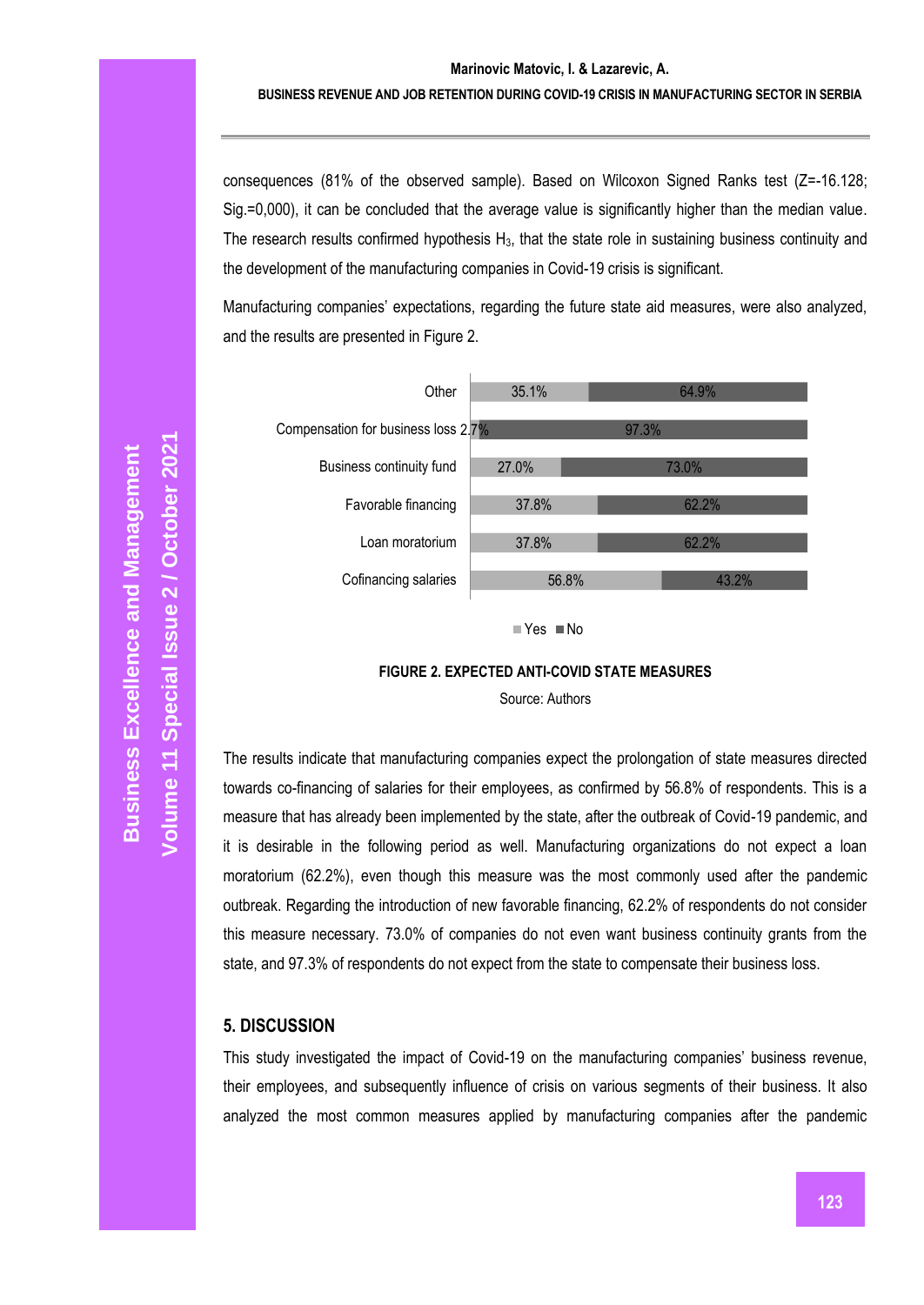consequences (81% of the observed sample). Based on Wilcoxon Signed Ranks test (Z=-16.128; Sig.=0,000), it can be concluded that the average value is significantly higher than the median value. The research results confirmed hypothesis $H_3$, that the state role in sustaining business continuity and the development of the manufacturing companies in Covid-19 crisis is significant.

Manufacturing companies' expectations, regarding the future state aid measures, were also analyzed, and the results are presented in Figure 2.

| | Yes | No |
|---|---|---|
| Other | 35.1% | 64.9% |
| Compensation for business loss | 2.7% | 97.3% |
| Business continuity fund | 27.0% | 73.0% |
| Favorable financing | 37.8% | 62.2% |
| Loan moratorium | 37.8% | 62.2% |
| Cofinancing salaries | 56.8% | 43.2% |

**FIGURE 2. EXPECTED ANTI-COVID STATE MEASURES**

Source: Authors

The results indicate that manufacturing companies expect the prolongation of state measures directed towards co-financing of salaries for their employees, as confirmed by 56.8% of respondents. This is a measure that has already been implemented by the state, after the outbreak of Covid-19 pandemic, and it is desirable in the following period as well. Manufacturing organizations do not expect a loan moratorium (62.2%), even though this measure was the most commonly used after the pandemic outbreak. Regarding the introduction of new favorable financing, 62.2% of respondents do not consider this measure necessary. 73.0% of companies do not even want business continuity grants from the state, and 97.3% of respondents do not expect from the state to compensate their business loss.

## 5. DISCUSSION

This study investigated the impact of Covid-19 on the manufacturing companies' business revenue, their employees, and subsequently influence of crisis on various segments of their business. It also analyzed the most common measures applied by manufacturing companies after the pandemic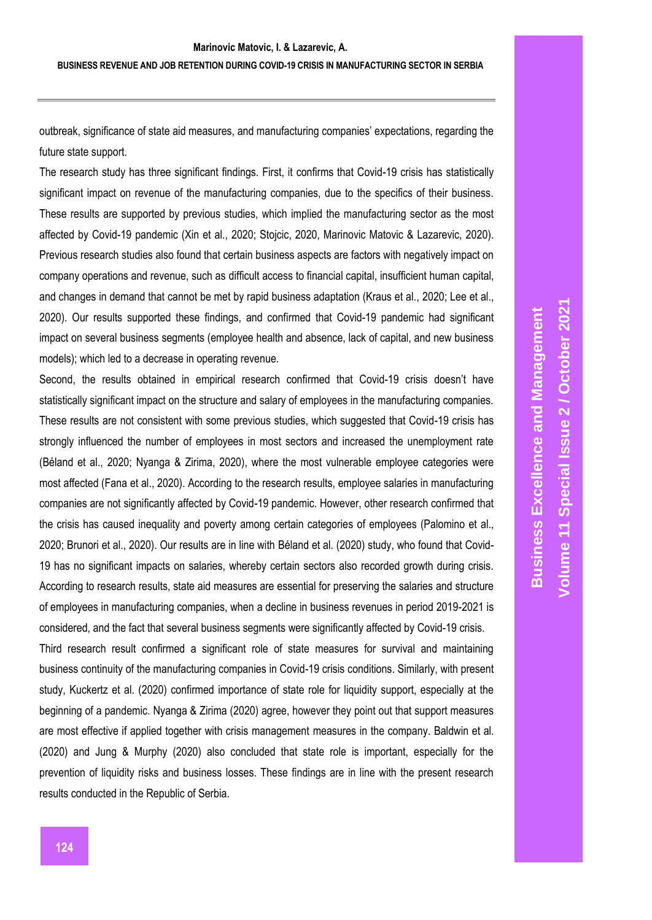outbreak, significance of state aid measures, and manufacturing companies' expectations, regarding the future state support.

The research study has three significant findings. First, it confirms that Covid-19 crisis has statistically significant impact on revenue of the manufacturing companies, due to the specifics of their business. These results are supported by previous studies, which implied the manufacturing sector as the most affected by Covid-19 pandemic (Xin et al., 2020; Stojcic, 2020, Marinovic Matovic & Lazarevic, 2020). Previous research studies also found that certain business aspects are factors with negatively impact on company operations and revenue, such as difficult access to financial capital, insufficient human capital, and changes in demand that cannot be met by rapid business adaptation (Kraus et al., 2020; Lee et al., 2020). Our results supported these findings, and confirmed that Covid-19 pandemic had significant impact on several business segments (employee health and absence, lack of capital, and new business models); which led to a decrease in operating revenue.

Second, the results obtained in empirical research confirmed that Covid-19 crisis doesn't have statistically significant impact on the structure and salary of employees in the manufacturing companies. These results are not consistent with some previous studies, which suggested that Covid-19 crisis has strongly influenced the number of employees in most sectors and increased the unemployment rate (Béland et al., 2020; Nyanga & Zirima, 2020), where the most vulnerable employee categories were most affected (Fana et al., 2020). According to the research results, employee salaries in manufacturing companies are not significantly affected by Covid-19 pandemic. However, other research confirmed that the crisis has caused inequality and poverty among certain categories of employees (Palomino et al., 2020; Brunori et al., 2020). Our results are in line with Béland et al. (2020) study, who found that Covid-19 has no significant impacts on salaries, whereby certain sectors also recorded growth during crisis. According to research results, state aid measures are essential for preserving the salaries and structure of employees in manufacturing companies, when a decline in business revenues in period 2019-2021 is considered, and the fact that several business segments were significantly affected by Covid-19 crisis.

Third research result confirmed a significant role of state measures for survival and maintaining business continuity of the manufacturing companies in Covid-19 crisis conditions. Similarly, with present study, Kuckertz et al. (2020) confirmed importance of state role for liquidity support, especially at the beginning of a pandemic. Nyanga & Zirima (2020) agree, however they point out that support measures are most effective if applied together with crisis management measures in the company. Baldwin et al. (2020) and Jung & Murphy (2020) also concluded that state role is important, especially for the prevention of liquidity risks and business losses. These findings are in line with the present research results conducted in the Republic of Serbia.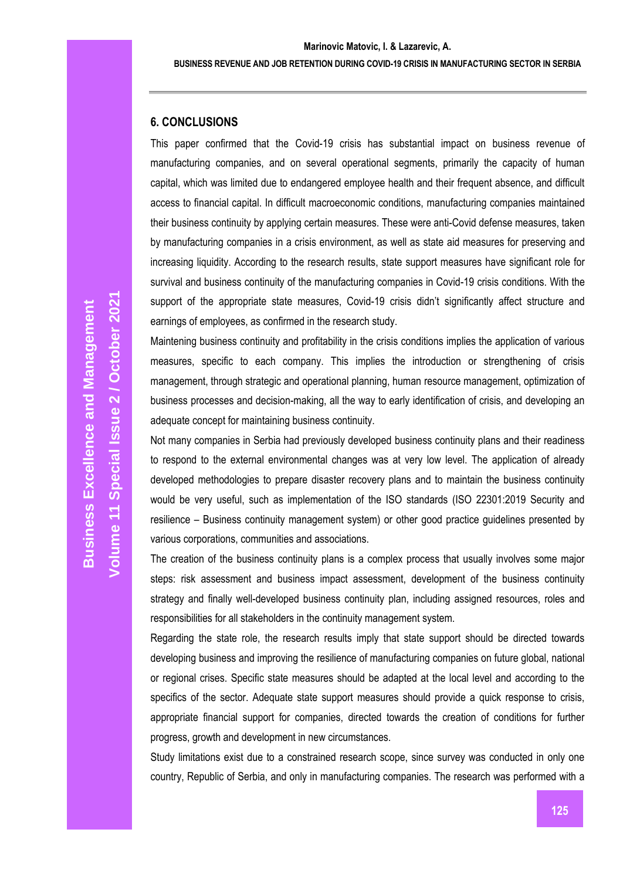## 6. CONCLUSIONS

This paper confirmed that the Covid-19 crisis has substantial impact on business revenue of manufacturing companies, and on several operational segments, primarily the capacity of human capital, which was limited due to endangered employee health and their frequent absence, and difficult access to financial capital. In difficult macroeconomic conditions, manufacturing companies maintained their business continuity by applying certain measures. These were anti-Covid defense measures, taken by manufacturing companies in a crisis environment, as well as state aid measures for preserving and increasing liquidity. According to the research results, state support measures have significant role for survival and business continuity of the manufacturing companies in Covid-19 crisis conditions. With the support of the appropriate state measures, Covid-19 crisis didn't significantly affect structure and earnings of employees, as confirmed in the research study.

Maintening business continuity and profitability in the crisis conditions implies the application of various measures, specific to each company. This implies the introduction or strengthening of crisis management, through strategic and operational planning, human resource management, optimization of business processes and decision-making, all the way to early identification of crisis, and developing an adequate concept for maintaining business continuity.

Not many companies in Serbia had previously developed business continuity plans and their readiness to respond to the external environmental changes was at very low level. The application of already developed methodologies to prepare disaster recovery plans and to maintain the business continuity would be very useful, such as implementation of the ISO standards (ISO 22301:2019 Security and resilience – Business continuity management system) or other good practice guidelines presented by various corporations, communities and associations.

The creation of the business continuity plans is a complex process that usually involves some major steps: risk assessment and business impact assessment, development of the business continuity strategy and finally well-developed business continuity plan, including assigned resources, roles and responsibilities for all stakeholders in the continuity management system.

Regarding the state role, the research results imply that state support should be directed towards developing business and improving the resilience of manufacturing companies on future global, national or regional crises. Specific state measures should be adapted at the local level and according to the specifics of the sector. Adequate state support measures should provide a quick response to crisis, appropriate financial support for companies, directed towards the creation of conditions for further progress, growth and development in new circumstances.

Study limitations exist due to a constrained research scope, since survey was conducted in only one country, Republic of Serbia, and only in manufacturing companies. The research was performed with a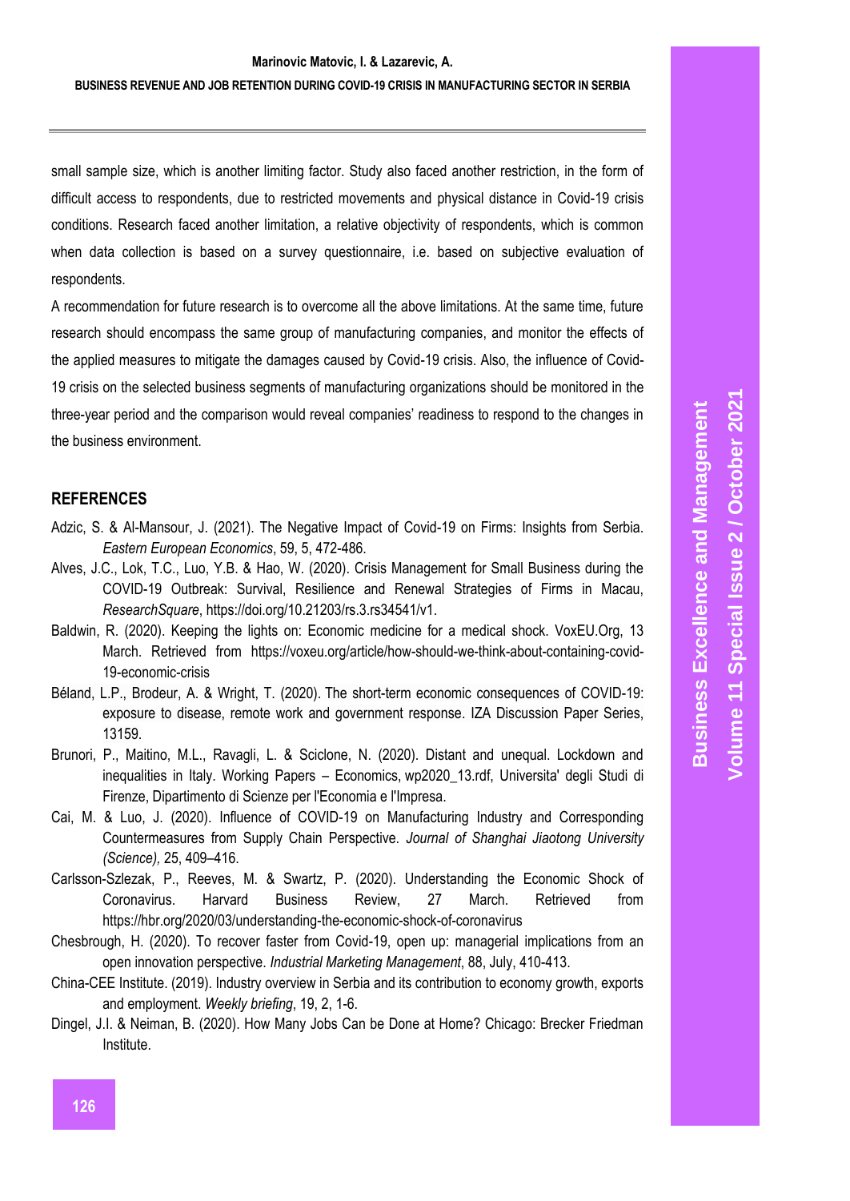small sample size, which is another limiting factor. Study also faced another restriction, in the form of difficult access to respondents, due to restricted movements and physical distance in Covid-19 crisis conditions. Research faced another limitation, a relative objectivity of respondents, which is common when data collection is based on a survey questionnaire, i.e. based on subjective evaluation of respondents.

A recommendation for future research is to overcome all the above limitations. At the same time, future research should encompass the same group of manufacturing companies, and monitor the effects of the applied measures to mitigate the damages caused by Covid-19 crisis. Also, the influence of Covid-19 crisis on the selected business segments of manufacturing organizations should be monitored in the three-year period and the comparison would reveal companies' readiness to respond to the changes in the business environment.

## REFERENCES

Adzic, S. & Al-Mansour, J. (2021). The Negative Impact of Covid-19 on Firms: Insights from Serbia. *Eastern European Economics*, 59, 5, 472-486.

Alves, J.C., Lok, T.C., Luo, Y.B. & Hao, W. (2020). Crisis Management for Small Business during the COVID-19 Outbreak: Survival, Resilience and Renewal Strategies of Firms in Macau, *ResearchSquare*, https://doi.org/10.21203/rs.3.rs34541/v1.

Baldwin, R. (2020). Keeping the lights on: Economic medicine for a medical shock. VoxEU.Org, 13 March. Retrieved from https://voxeu.org/article/how-should-we-think-about-containing-covid-19-economic-crisis

Béland, L.P., Brodeur, A. & Wright, T. (2020). The short-term economic consequences of COVID-19: exposure to disease, remote work and government response. IZA Discussion Paper Series, 13159.

Brunori, P., Maitino, M.L., Ravagli, L. & Sciclone, N. (2020). Distant and unequal. Lockdown and inequalities in Italy. Working Papers – Economics, wp2020_13.rdf, Universita' degli Studi di Firenze, Dipartimento di Scienze per l'Economia e l'Impresa.

Cai, M. & Luo, J. (2020). Influence of COVID-19 on Manufacturing Industry and Corresponding Countermeasures from Supply Chain Perspective. *Journal of Shanghai Jiaotong University (Science),* 25, 409–416.

Carlsson-Szlezak, P., Reeves, M. & Swartz, P. (2020). Understanding the Economic Shock of Coronavirus. Harvard Business Review, 27 March. Retrieved from https://hbr.org/2020/03/understanding-the-economic-shock-of-coronavirus

Chesbrough, H. (2020). To recover faster from Covid-19, open up: managerial implications from an open innovation perspective. *Industrial Marketing Management*, 88, July, 410-413.

China-CEE Institute. (2019). Industry overview in Serbia and its contribution to economy growth, exports and employment. *Weekly briefing*, 19, 2, 1-6.

Dingel, J.I. & Neiman, B. (2020). How Many Jobs Can be Done at Home? Chicago: Brecker Friedman Institute.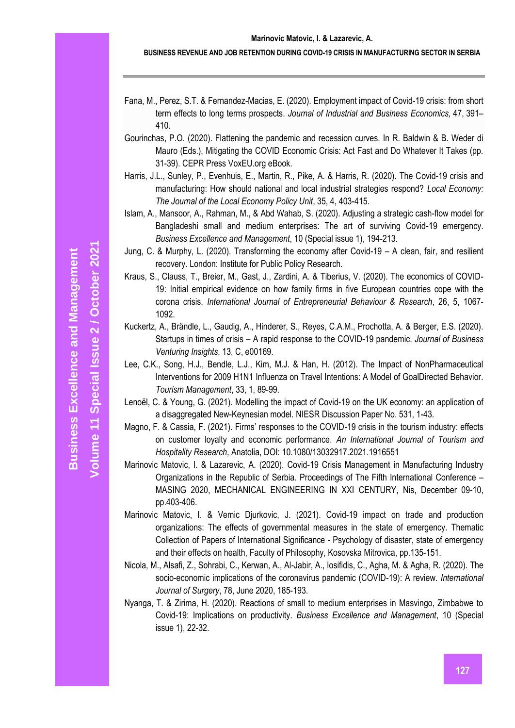Fana, M., Perez, S.T. & Fernandez-Macias, E. (2020). Employment impact of Covid-19 crisis: from short term effects to long terms prospects. *Journal of Industrial and Business Economics,* 47, 391–410.

Gourinchas, P.O. (2020). Flattening the pandemic and recession curves. In R. Baldwin & B. Weder di Mauro (Eds.), Mitigating the COVID Economic Crisis: Act Fast and Do Whatever It Takes (pp. 31-39). CEPR Press VoxEU.org eBook.

Harris, J.L., Sunley, P., Evenhuis, E., Martin, R., Pike, A. & Harris, R. (2020). The Covid-19 crisis and manufacturing: How should national and local industrial strategies respond? *Local Economy: The Journal of the Local Economy Policy Unit*, 35, 4, 403-415.

Islam, A., Mansoor, A., Rahman, M., & Abd Wahab, S. (2020). Adjusting a strategic cash-flow model for Bangladeshi small and medium enterprises: The art of surviving Covid-19 emergency. *Business Excellence and Management*, 10 (Special issue 1), 194-213.

Jung, C. & Murphy, L. (2020). Transforming the economy after Covid-19 – A clean, fair, and resilient recovery. London: Institute for Public Policy Research.

Kraus, S., Clauss, T., Breier, M., Gast, J., Zardini, A. & Tiberius, V. (2020). The economics of COVID-19: Initial empirical evidence on how family firms in five European countries cope with the corona crisis. *International Journal of Entrepreneurial Behaviour & Research*, 26, 5, 1067-1092.

Kuckertz, A., Brändle, L., Gaudig, A., Hinderer, S., Reyes, C.A.M., Prochotta, A. & Berger, E.S. (2020). Startups in times of crisis – A rapid response to the COVID-19 pandemic. *Journal of Business Venturing Insights*, 13, C, e00169.

Lee, C.K., Song, H.J., Bendle, L.J., Kim, M.J. & Han, H. (2012). The Impact of NonPharmaceutical Interventions for 2009 H1N1 Influenza on Travel Intentions: A Model of GoalDirected Behavior. *Tourism Management*, 33, 1, 89-99.

Lenoël, C. & Young, G. (2021). Modelling the impact of Covid-19 on the UK economy: an application of a disaggregated New-Keynesian model. NIESR Discussion Paper No. 531, 1-43.

Magno, F. & Cassia, F. (2021). Firms' responses to the COVID-19 crisis in the tourism industry: effects on customer loyalty and economic performance. *An International Journal of Tourism and Hospitality Research*, Anatolia, DOI: 10.1080/13032917.2021.1916551

Marinovic Matovic, I. & Lazarevic, A. (2020). Covid-19 Crisis Management in Manufacturing Industry Organizations in the Republic of Serbia. Proceedings of The Fifth International Conference – MASING 2020, MECHANICAL ENGINEERING IN XXI CENTURY, Nis, December 09-10, pp.403-406.

Marinovic Matovic, I. & Vemic Djurkovic, J. (2021). Covid-19 impact on trade and production organizations: The effects of governmental measures in the state of emergency. Thematic Collection of Papers of International Significance - Psychology of disaster, state of emergency and their effects on health, Faculty of Philosophy, Kosovska Mitrovica, pp.135-151.

Nicola, M., Alsafi, Z., Sohrabi, C., Kerwan, A., Al-Jabir, A., Iosifidis, C., Agha, M. & Agha, R. (2020). The socio-economic implications of the coronavirus pandemic (COVID-19): A review. *International Journal of Surgery*, 78, June 2020, 185-193.

Nyanga, T. & Zirima, H. (2020). Reactions of small to medium enterprises in Masvingo, Zimbabwe to Covid-19: Implications on productivity. *Business Excellence and Management*, 10 (Special issue 1), 22-32.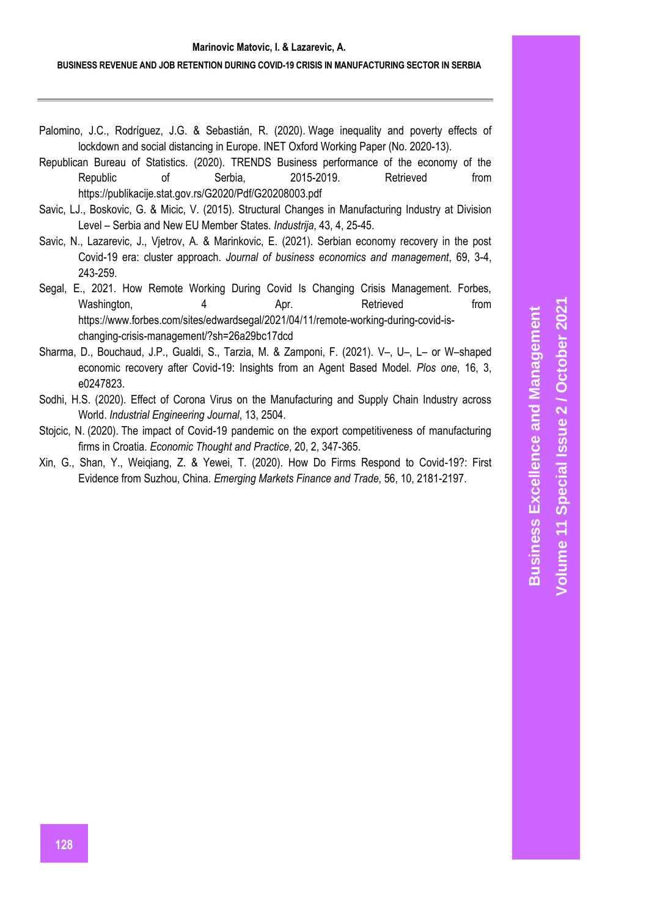Palomino, J.C., Rodríguez, J.G. & Sebastián, R. (2020). Wage inequality and poverty effects of lockdown and social distancing in Europe. INET Oxford Working Paper (No. 2020-13).

Republican Bureau of Statistics. (2020). TRENDS Business performance of the economy of the Republic of Serbia, 2015-2019. Retrieved from https://publikacije.stat.gov.rs/G2020/Pdf/G20208003.pdf

Savic, LJ., Boskovic, G. & Micic, V. (2015). Structural Changes in Manufacturing Industry at Division Level – Serbia and New EU Member States. *Industrija*, 43, 4, 25-45.

Savic, N., Lazarevic, J., Vjetrov, A. & Marinkovic, E. (2021). Serbian economy recovery in the post Covid-19 era: cluster approach. *Journal of business economics and management*, 69, 3-4, 243-259.

Segal, E., 2021. How Remote Working During Covid Is Changing Crisis Management. Forbes, Washington, 4 Apr. Retrieved from https://www.forbes.com/sites/edwardsegal/2021/04/11/remote-working-during-covid-is-changing-crisis-management/?sh=26a29bc17dcd

Sharma, D., Bouchaud, J.P., Gualdi, S., Tarzia, M. & Zamponi, F. (2021). V–, U–, L– or W–shaped economic recovery after Covid-19: Insights from an Agent Based Model. *Plos one*, 16, 3, e0247823.

Sodhi, H.S. (2020). Effect of Corona Virus on the Manufacturing and Supply Chain Industry across World. *Industrial Engineering Journal*, 13, 2504.

Stojcic, N. (2020). The impact of Covid-19 pandemic on the export competitiveness of manufacturing firms in Croatia. *Economic Thought and Practice*, 20, 2, 347-365.

Xin, G., Shan, Y., Weiqiang, Z. & Yewei, T. (2020). How Do Firms Respond to Covid-19?: First Evidence from Suzhou, China. *Emerging Markets Finance and Trade*, 56, 10, 2181-2197.